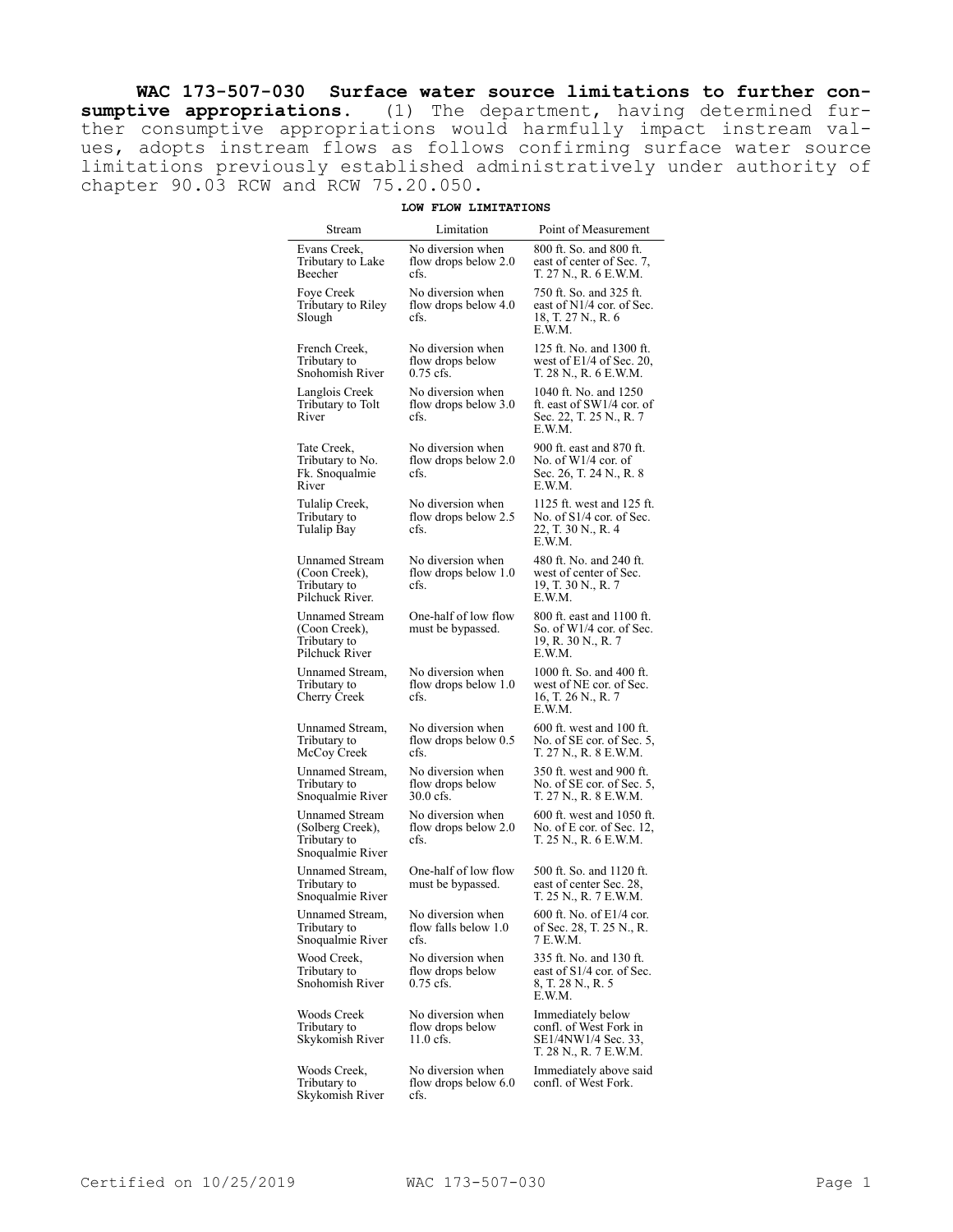**WAC 173-507-030 Surface water source limitations to further consumptive appropriations.** (1) The department, having determined further consumptive appropriations would harmfully impact instream values, adopts instream flows as follows confirming surface water source limitations previously established administratively under authority of chapter 90.03 RCW and RCW 75.20.050.

**LOW FLOW LIMITATIONS**

| Stream | Limitation | Point of Measurement |
|---|---|---|
| Evans Creek, Tributary to Lake Beecher | No diversion when flow drops below 2.0 cfs. | 800 ft. So. and 800 ft. east of center of Sec. 7, T. 27 N., R. 6 E.W.M. |
| Foye Creek Tributary to Riley Slough | No diversion when flow drops below 4.0 cfs. | 750 ft. So. and 325 ft. east of N1/4 cor. of Sec. 18, T. 27 N., R. 6 E.W.M. |
| French Creek, Tributary to Snohomish River | No diversion when flow drops below 0.75 cfs. | 125 ft. No. and 1300 ft. west of E1/4 of Sec. 20, T. 28 N., R. 6 E.W.M. |
| Langlois Creek Tributary to Tolt River | No diversion when flow drops below 3.0 cfs. | 1040 ft. No. and 1250 ft. east of SW1/4 cor. of Sec. 22, T. 25 N., R. 7 E.W.M. |
| Tate Creek, Tributary to No. Fk. Snoqualmie River | No diversion when flow drops below 2.0 cfs. | 900 ft. east and 870 ft. No. of W1/4 cor. of Sec. 26, T. 24 N., R. 8 E.W.M. |
| Tulalip Creek, Tributary to Tulalip Bay | No diversion when flow drops below 2.5 cfs. | 1125 ft. west and 125 ft. No. of S1/4 cor. of Sec. 22, T. 30 N., R. 4 E.W.M. |
| Unnamed Stream (Coon Creek), Tributary to Pilchuck River. | No diversion when flow drops below 1.0 cfs. | 480 ft. No. and 240 ft. west of center of Sec. 19, T. 30 N., R. 7 E.W.M. |
| Unnamed Stream (Coon Creek), Tributary to Pilchuck River | One-half of low flow must be bypassed. | 800 ft. east and 1100 ft. So. of W1/4 cor. of Sec. 19, R. 30 N., R. 7 E.W.M. |
| Unnamed Stream, Tributary to Cherry Creek | No diversion when flow drops below 1.0 cfs. | 1000 ft. So. and 400 ft. west of NE cor. of Sec. 16, T. 26 N., R. 7 E.W.M. |
| Unnamed Stream, Tributary to McCoy Creek | No diversion when flow drops below 0.5 cfs. | 600 ft. west and 100 ft. No. of SE cor. of Sec. 5, T. 27 N., R. 8 E.W.M. |
| Unnamed Stream, Tributary to Snoqualmie River | No diversion when flow drops below 30.0 cfs. | 350 ft. west and 900 ft. No. of SE cor. of Sec. 5, T. 27 N., R. 8 E.W.M. |
| Unnamed Stream (Solberg Creek), Tributary to Snoqualmie River | No diversion when flow drops below 2.0 cfs. | 600 ft. west and 1050 ft. No. of E cor. of Sec. 12, T. 25 N., R. 6 E.W.M. |
| Unnamed Stream, Tributary to Snoqualmie River | One-half of low flow must be bypassed. | 500 ft. So. and 1120 ft. east of center Sec. 28, T. 25 N., R. 7 E.W.M. |
| Unnamed Stream, Tributary to Snoqualmie River | No diversion when flow falls below 1.0 cfs. | 600 ft. No. of E1/4 cor. of Sec. 28, T. 25 N., R. 7 E.W.M. |
| Wood Creek, Tributary to Snohomish River | No diversion when flow drops below 0.75 cfs. | 335 ft. No. and 130 ft. east of S1/4 cor. of Sec. 8, T. 28 N., R. 5 E.W.M. |
| Woods Creek Tributary to Skykomish River | No diversion when flow drops below 11.0 cfs. | Immediately below confl. of West Fork in SE1/4NW1/4 Sec. 33, T. 28 N., R. 7 E.W.M. |
| Woods Creek, Tributary to Skykomish River | No diversion when flow drops below 6.0 cfs. | Immediately above said confl. of West Fork. |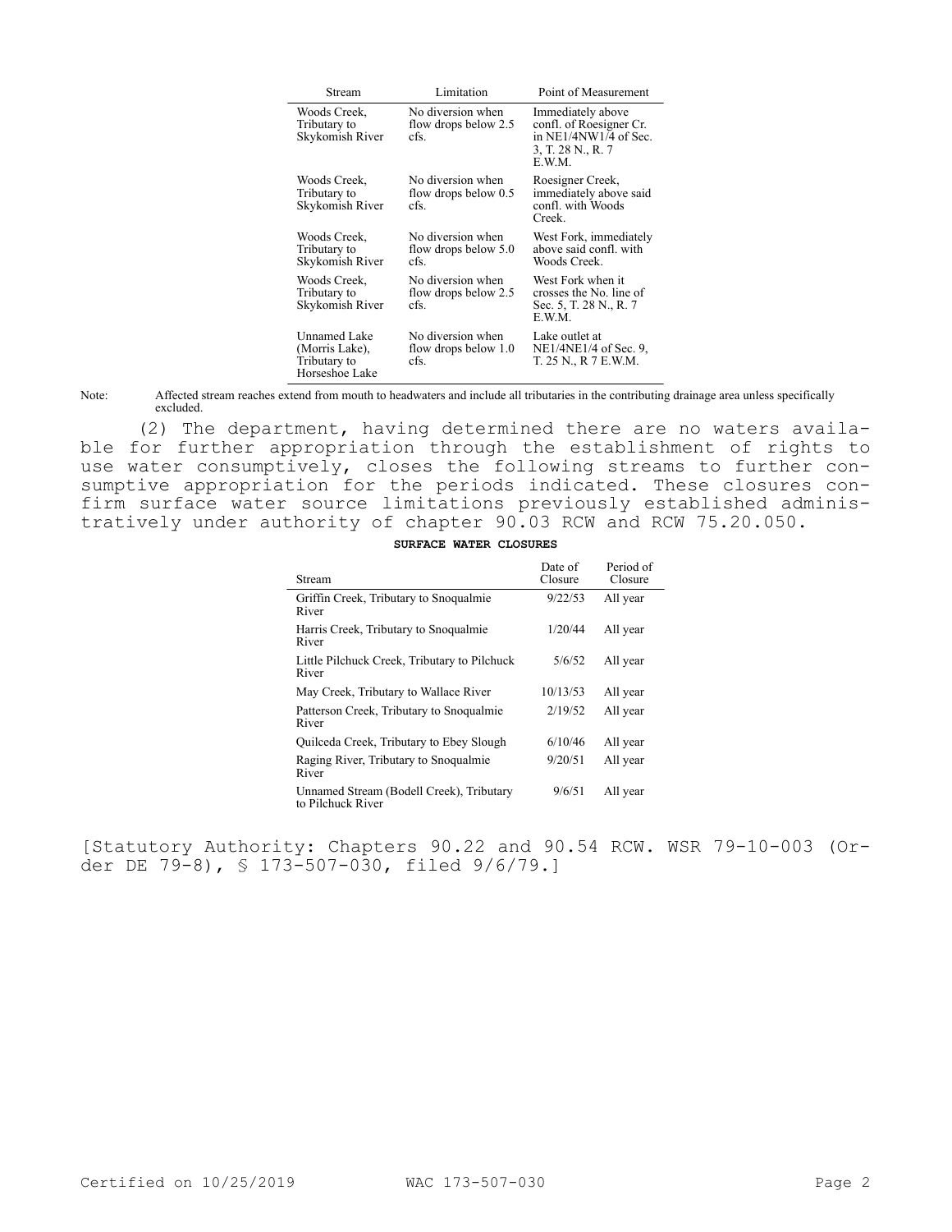| Stream | Limitation | Point of Measurement |
|---|---|---|
| Woods Creek, Tributary to Skykomish River | No diversion when flow drops below 2.5 cfs. | Immediately above confl. of Roesigner Cr. in NE1/4NW1/4 of Sec. 3, T. 28 N., R. 7 E.W.M. |
| Woods Creek, Tributary to Skykomish River | No diversion when flow drops below 0.5 cfs. | Roesigner Creek, immediately above said confl. with Woods Creek. |
| Woods Creek, Tributary to Skykomish River | No diversion when flow drops below 5.0 cfs. | West Fork, immediately above said confl. with Woods Creek. |
| Woods Creek, Tributary to Skykomish River | No diversion when flow drops below 2.5 cfs. | West Fork when it crosses the No. line of Sec. 5, T. 28 N., R. 7 E.W.M. |
| Unnamed Lake (Morris Lake), Tributary to Horseshoe Lake | No diversion when flow drops below 1.0 cfs. | Lake outlet at NE1/4NE1/4 of Sec. 9, T. 25 N., R 7 E.W.M. |

Note: Affected stream reaches extend from mouth to headwaters and include all tributaries in the contributing drainage area unless specifically excluded.

(2) The department, having determined there are no waters available for further appropriation through the establishment of rights to use water consumptively, closes the following streams to further consumptive appropriation for the periods indicated. These closures confirm surface water source limitations previously established administratively under authority of chapter 90.03 RCW and RCW 75.20.050.

**SURFACE WATER CLOSURES**

| Stream | Date of Closure | Period of Closure |
|---|---|---|
| Griffin Creek, Tributary to Snoqualmie River | 9/22/53 | All year |
| Harris Creek, Tributary to Snoqualmie River | 1/20/44 | All year |
| Little Pilchuck Creek, Tributary to Pilchuck River | 5/6/52 | All year |
| May Creek, Tributary to Wallace River | 10/13/53 | All year |
| Patterson Creek, Tributary to Snoqualmie River | 2/19/52 | All year |
| Quilceda Creek, Tributary to Ebey Slough | 6/10/46 | All year |
| Raging River, Tributary to Snoqualmie River | 9/20/51 | All year |
| Unnamed Stream (Bodell Creek), Tributary to Pilchuck River | 9/6/51 | All year |

[Statutory Authority: Chapters 90.22 and 90.54 RCW. WSR 79-10-003 (Order DE 79-8), § 173-507-030, filed 9/6/79.]